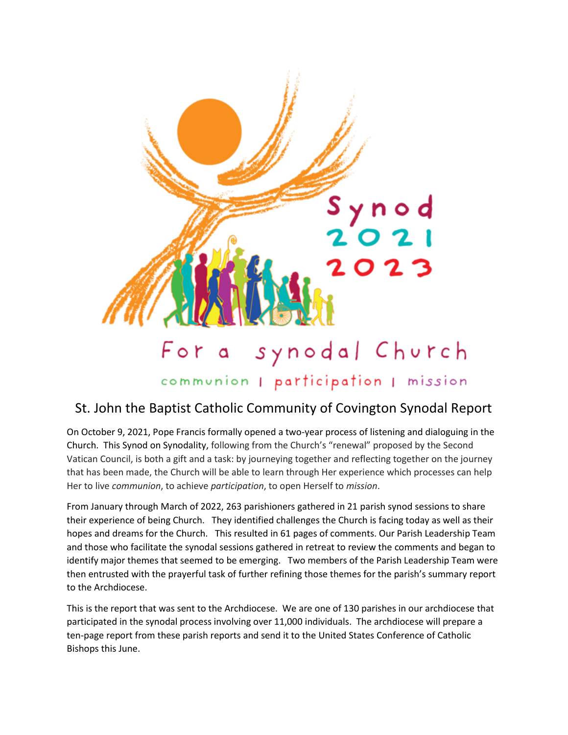Synod 2021 2023

For a synodal Church

communion | participation | mission

# St. John the Baptist Catholic Community of Covington Synodal Report

On October 9, 2021, Pope Francis formally opened a two-year process of listening and dialoguing in the Church. This Synod on Synodality, following from the Church's "renewal" proposed by the Second Vatican Council, is both a gift and a task: by journeying together and reflecting together on the journey that has been made, the Church will be able to learn through Her experience which processes can help Her to live *communion*, to achieve *participation*, to open Herself to *mission*.

From January through March of 2022, 263 parishioners gathered in 21 parish synod sessions to share their experience of being Church. They identified challenges the Church is facing today as well as their hopes and dreams for the Church. This resulted in 61 pages of comments. Our Parish Leadership Team and those who facilitate the synodal sessions gathered in retreat to review the comments and began to identify major themes that seemed to be emerging. Two members of the Parish Leadership Team were then entrusted with the prayerful task of further refining those themes for the parish's summary report to the Archdiocese.

This is the report that was sent to the Archdiocese. We are one of 130 parishes in our archdiocese that participated in the synodal process involving over 11,000 individuals. The archdiocese will prepare a ten-page report from these parish reports and send it to the United States Conference of Catholic Bishops this June.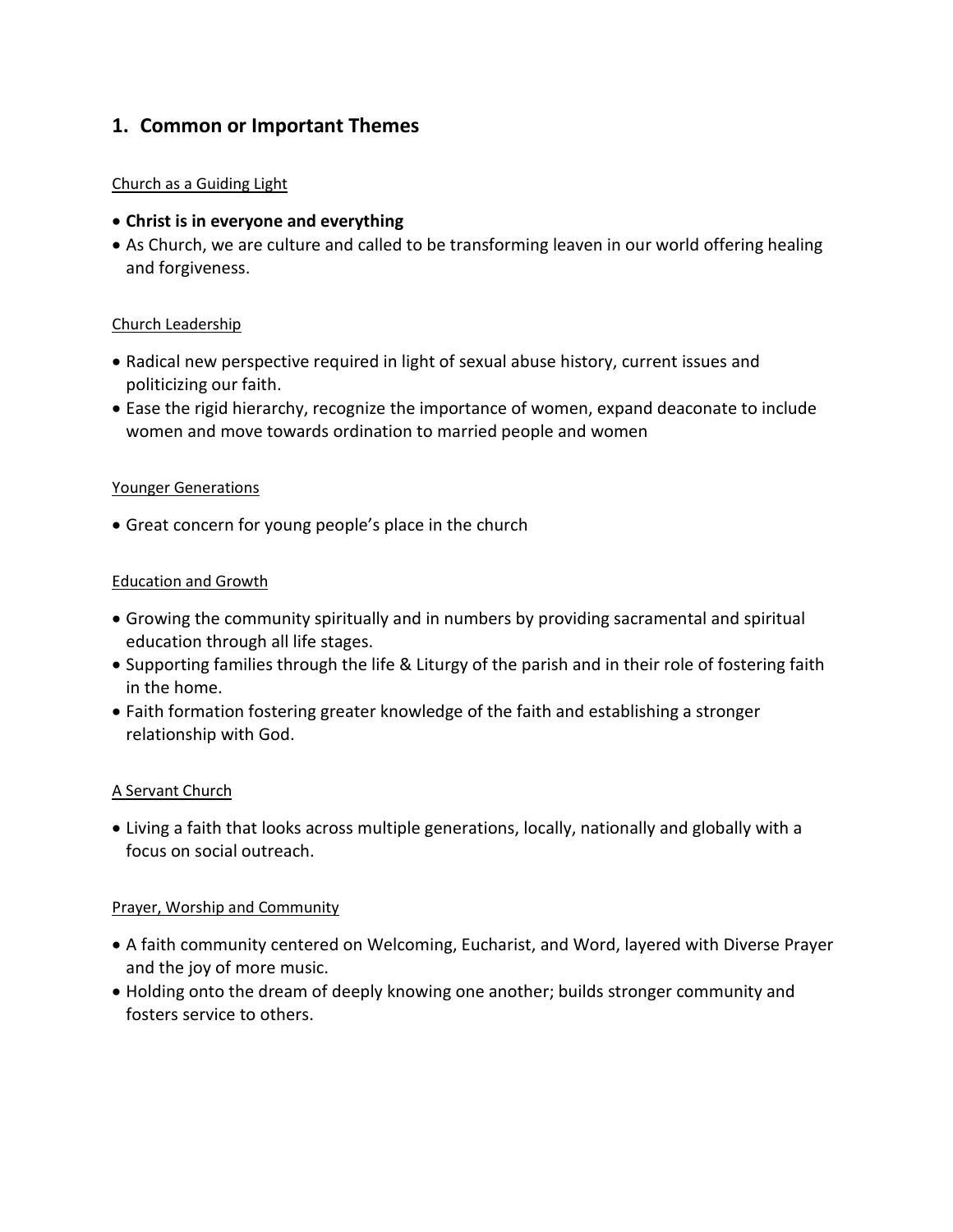## 1. Common or Important Themes

Church as a Guiding Light

- **Christ is in everyone and everything**
- As Church, we are culture and called to be transforming leaven in our world offering healing and forgiveness.

Church Leadership

- Radical new perspective required in light of sexual abuse history, current issues and politicizing our faith.
- Ease the rigid hierarchy, recognize the importance of women, expand deaconate to include women and move towards ordination to married people and women

Younger Generations

- Great concern for young people's place in the church

Education and Growth

- Growing the community spiritually and in numbers by providing sacramental and spiritual education through all life stages.
- Supporting families through the life & Liturgy of the parish and in their role of fostering faith in the home.
- Faith formation fostering greater knowledge of the faith and establishing a stronger relationship with God.

A Servant Church

- Living a faith that looks across multiple generations, locally, nationally and globally with a focus on social outreach.

Prayer, Worship and Community

- A faith community centered on Welcoming, Eucharist, and Word, layered with Diverse Prayer and the joy of more music.
- Holding onto the dream of deeply knowing one another; builds stronger community and fosters service to others.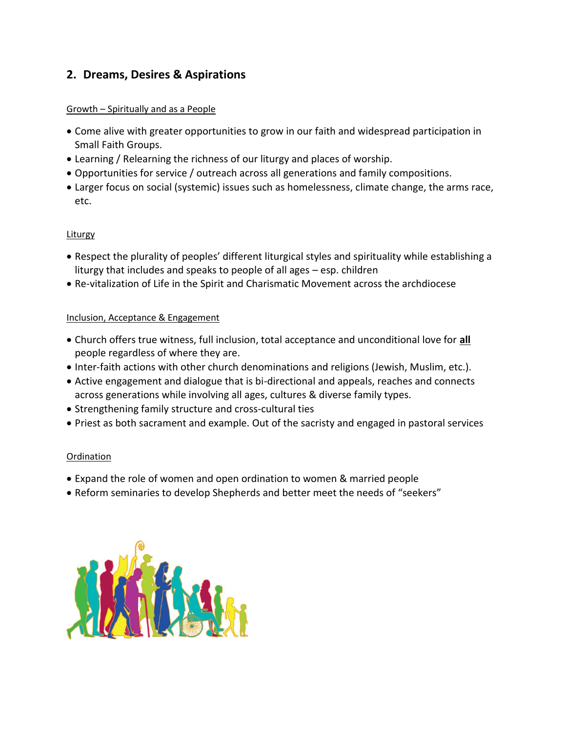## 2. Dreams, Desires & Aspirations

Growth – Spiritually and as a People

- Come alive with greater opportunities to grow in our faith and widespread participation in Small Faith Groups.
- Learning / Relearning the richness of our liturgy and places of worship.
- Opportunities for service / outreach across all generations and family compositions.
- Larger focus on social (systemic) issues such as homelessness, climate change, the arms race, etc.

Liturgy

- Respect the plurality of peoples' different liturgical styles and spirituality while establishing a liturgy that includes and speaks to people of all ages – esp. children
- Re-vitalization of Life in the Spirit and Charismatic Movement across the archdiocese

Inclusion, Acceptance & Engagement

- Church offers true witness, full inclusion, total acceptance and unconditional love for **all** people regardless of where they are.
- Inter-faith actions with other church denominations and religions (Jewish, Muslim, etc.).
- Active engagement and dialogue that is bi-directional and appeals, reaches and connects across generations while involving all ages, cultures & diverse family types.
- Strengthening family structure and cross-cultural ties
- Priest as both sacrament and example. Out of the sacristy and engaged in pastoral services

Ordination

- Expand the role of women and open ordination to women & married people
- Reform seminaries to develop Shepherds and better meet the needs of "seekers"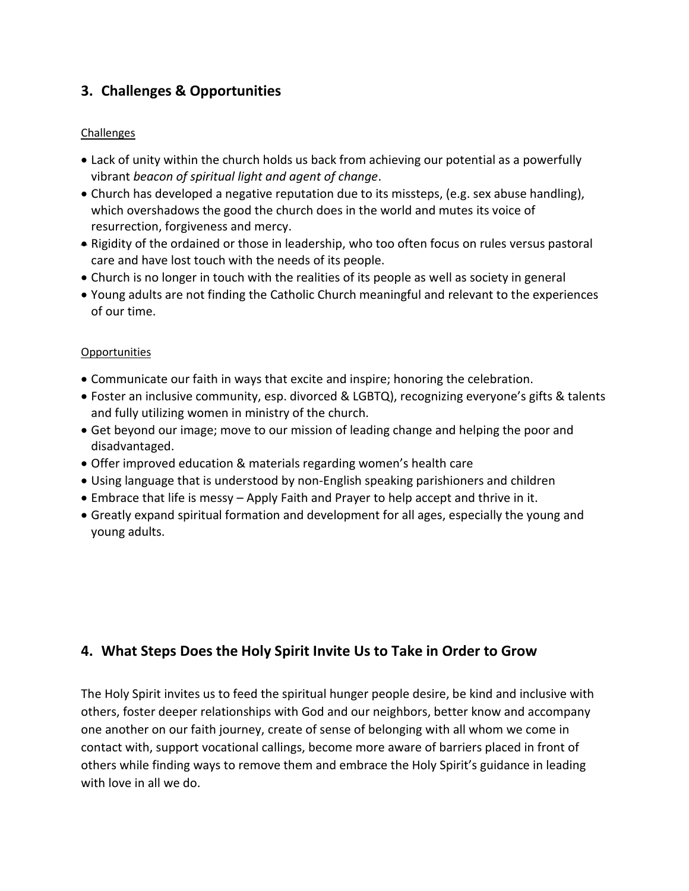## 3. Challenges & Opportunities

Challenges

- Lack of unity within the church holds us back from achieving our potential as a powerfully vibrant *beacon of spiritual light and agent of change*.
- Church has developed a negative reputation due to its missteps, (e.g. sex abuse handling), which overshadows the good the church does in the world and mutes its voice of resurrection, forgiveness and mercy.
- Rigidity of the ordained or those in leadership, who too often focus on rules versus pastoral care and have lost touch with the needs of its people.
- Church is no longer in touch with the realities of its people as well as society in general
- Young adults are not finding the Catholic Church meaningful and relevant to the experiences of our time.

Opportunities

- Communicate our faith in ways that excite and inspire; honoring the celebration.
- Foster an inclusive community, esp. divorced & LGBTQ), recognizing everyone's gifts & talents and fully utilizing women in ministry of the church.
- Get beyond our image; move to our mission of leading change and helping the poor and disadvantaged.
- Offer improved education & materials regarding women's health care
- Using language that is understood by non-English speaking parishioners and children
- Embrace that life is messy – Apply Faith and Prayer to help accept and thrive in it.
- Greatly expand spiritual formation and development for all ages, especially the young and young adults.

## 4. What Steps Does the Holy Spirit Invite Us to Take in Order to Grow

The Holy Spirit invites us to feed the spiritual hunger people desire, be kind and inclusive with others, foster deeper relationships with God and our neighbors, better know and accompany one another on our faith journey, create of sense of belonging with all whom we come in contact with, support vocational callings, become more aware of barriers placed in front of others while finding ways to remove them and embrace the Holy Spirit's guidance in leading with love in all we do.